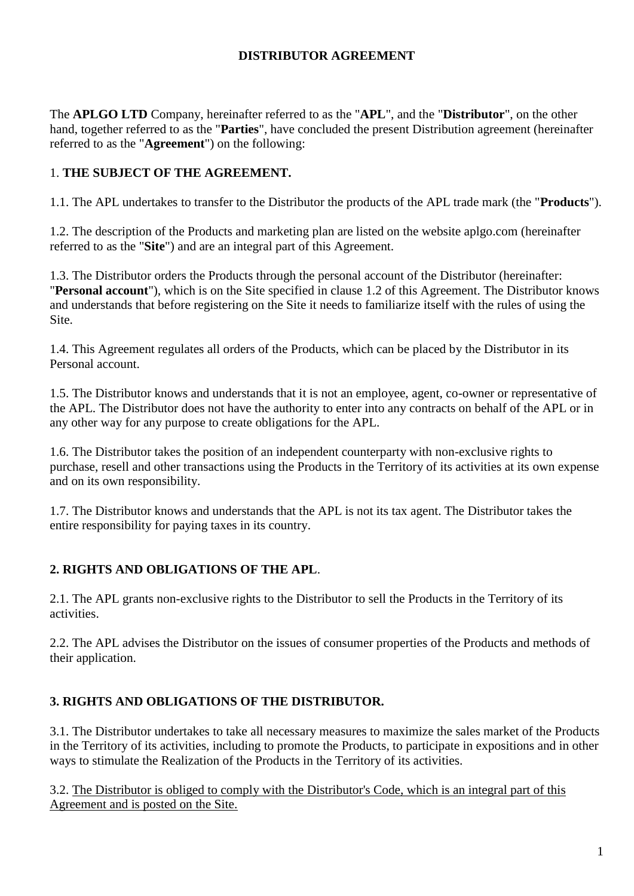# DISTRIBUTOR AGREEMENT

The **APLGO LTD** Company, hereinafter referred to as the "**APL**", and the "**Distributor**", on the other hand, together referred to as the "**Parties**", have concluded the present Distribution agreement (hereinafter referred to as the "**Agreement**") on the following:

## 1. THE SUBJECT OF THE AGREEMENT.

1.1. The APL undertakes to transfer to the Distributor the products of the APL trade mark (the "**Products**").

1.2. The description of the Products and marketing plan are listed on the website aplgo.com (hereinafter referred to as the "**Site**") and are an integral part of this Agreement.

1.3. The Distributor orders the Products through the personal account of the Distributor (hereinafter: "**Personal account**"), which is on the Site specified in clause 1.2 of this Agreement. The Distributor knows and understands that before registering on the Site it needs to familiarize itself with the rules of using the Site.

1.4. This Agreement regulates all orders of the Products, which can be placed by the Distributor in its Personal account.

1.5. The Distributor knows and understands that it is not an employee, agent, co-owner or representative of the APL. The Distributor does not have the authority to enter into any contracts on behalf of the APL or in any other way for any purpose to create obligations for the APL.

1.6. The Distributor takes the position of an independent counterparty with non-exclusive rights to purchase, resell and other transactions using the Products in the Territory of its activities at its own expense and on its own responsibility.

1.7. The Distributor knows and understands that the APL is not its tax agent. The Distributor takes the entire responsibility for paying taxes in its country.

## 2. RIGHTS AND OBLIGATIONS OF THE APL.

2.1. The APL grants non-exclusive rights to the Distributor to sell the Products in the Territory of its activities.

2.2. The APL advises the Distributor on the issues of consumer properties of the Products and methods of their application.

## 3. RIGHTS AND OBLIGATIONS OF THE DISTRIBUTOR.

3.1. The Distributor undertakes to take all necessary measures to maximize the sales market of the Products in the Territory of its activities, including to promote the Products, to participate in expositions and in other ways to stimulate the Realization of the Products in the Territory of its activities.

3.2. <u>The Distributor is obliged to comply with the Distributor's Code, which is an integral part of this Agreement and is posted on the Site.</u>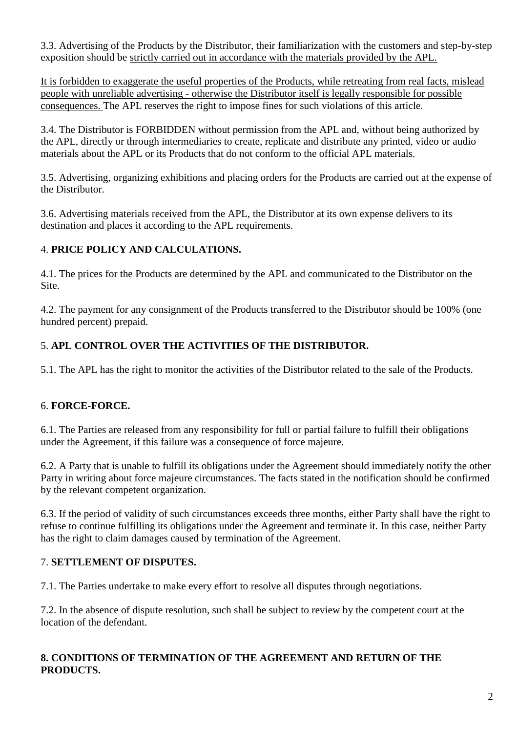3.3. Advertising of the Products by the Distributor, their familiarization with the customers and step-by-step exposition should be <u>strictly carried out in accordance with the materials provided by the APL.</u>

<u>It is forbidden to exaggerate the useful properties of the Products, while retreating from real facts, mislead people with unreliable advertising - otherwise the Distributor itself is legally responsible for possible consequences.</u> The APL reserves the right to impose fines for such violations of this article.

3.4. The Distributor is FORBIDDEN without permission from the APL and, without being authorized by the APL, directly or through intermediaries to create, replicate and distribute any printed, video or audio materials about the APL or its Products that do not conform to the official APL materials.

3.5. Advertising, organizing exhibitions and placing orders for the Products are carried out at the expense of the Distributor.

3.6. Advertising materials received from the APL, the Distributor at its own expense delivers to its destination and places it according to the APL requirements.

4. **PRICE POLICY AND CALCULATIONS.**

4.1. The prices for the Products are determined by the APL and communicated to the Distributor on the Site.

4.2. The payment for any consignment of the Products transferred to the Distributor should be 100% (one hundred percent) prepaid.

5. **APL CONTROL OVER THE ACTIVITIES OF THE DISTRIBUTOR.**

5.1. The APL has the right to monitor the activities of the Distributor related to the sale of the Products.

6. **FORCE-FORCE.**

6.1. The Parties are released from any responsibility for full or partial failure to fulfill their obligations under the Agreement, if this failure was a consequence of force majeure.

6.2. A Party that is unable to fulfill its obligations under the Agreement should immediately notify the other Party in writing about force majeure circumstances. The facts stated in the notification should be confirmed by the relevant competent organization.

6.3. If the period of validity of such circumstances exceeds three months, either Party shall have the right to refuse to continue fulfilling its obligations under the Agreement and terminate it. In this case, neither Party has the right to claim damages caused by termination of the Agreement.

7. **SETTLEMENT OF DISPUTES.**

7.1. The Parties undertake to make every effort to resolve all disputes through negotiations.

7.2. In the absence of dispute resolution, such shall be subject to review by the competent court at the location of the defendant.

**8. CONDITIONS OF TERMINATION OF THE AGREEMENT AND RETURN OF THE PRODUCTS.**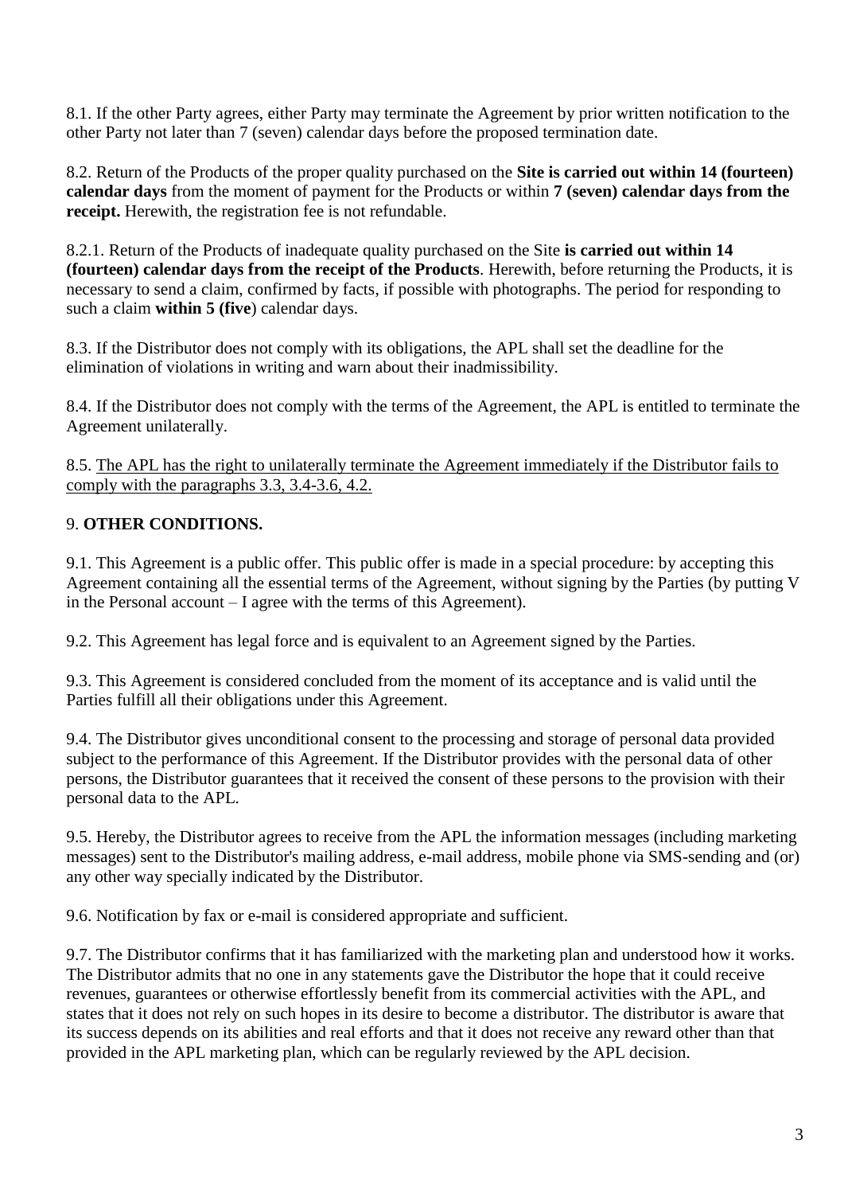8.1. If the other Party agrees, either Party may terminate the Agreement by prior written notification to the other Party not later than 7 (seven) calendar days before the proposed termination date.

8.2. Return of the Products of the proper quality purchased on the **Site is carried out within 14 (fourteen) calendar days** from the moment of payment for the Products or within **7 (seven) calendar days from the receipt.** Herewith, the registration fee is not refundable.

8.2.1. Return of the Products of inadequate quality purchased on the Site **is carried out within 14 (fourteen) calendar days from the receipt of the Products**. Herewith, before returning the Products, it is necessary to send a claim, confirmed by facts, if possible with photographs. The period for responding to such a claim **within 5 (five**) calendar days.

8.3. If the Distributor does not comply with its obligations, the APL shall set the deadline for the elimination of violations in writing and warn about their inadmissibility.

8.4. If the Distributor does not comply with the terms of the Agreement, the APL is entitled to terminate the Agreement unilaterally.

8.5. <u>The APL has the right to unilaterally terminate the Agreement immediately if the Distributor fails to comply with the paragraphs 3.3, 3.4-3.6, 4.2.</u>

## 9. **OTHER CONDITIONS.**

9.1. This Agreement is a public offer. This public offer is made in a special procedure: by accepting this Agreement containing all the essential terms of the Agreement, without signing by the Parties (by putting V in the Personal account – I agree with the terms of this Agreement).

9.2. This Agreement has legal force and is equivalent to an Agreement signed by the Parties.

9.3. This Agreement is considered concluded from the moment of its acceptance and is valid until the Parties fulfill all their obligations under this Agreement.

9.4. The Distributor gives unconditional consent to the processing and storage of personal data provided subject to the performance of this Agreement. If the Distributor provides with the personal data of other persons, the Distributor guarantees that it received the consent of these persons to the provision with their personal data to the APL.

9.5. Hereby, the Distributor agrees to receive from the APL the information messages (including marketing messages) sent to the Distributor's mailing address, e-mail address, mobile phone via SMS-sending and (or) any other way specially indicated by the Distributor.

9.6. Notification by fax or e-mail is considered appropriate and sufficient.

9.7. The Distributor confirms that it has familiarized with the marketing plan and understood how it works. The Distributor admits that no one in any statements gave the Distributor the hope that it could receive revenues, guarantees or otherwise effortlessly benefit from its commercial activities with the APL, and states that it does not rely on such hopes in its desire to become a distributor. The distributor is aware that its success depends on its abilities and real efforts and that it does not receive any reward other than that provided in the APL marketing plan, which can be regularly reviewed by the APL decision.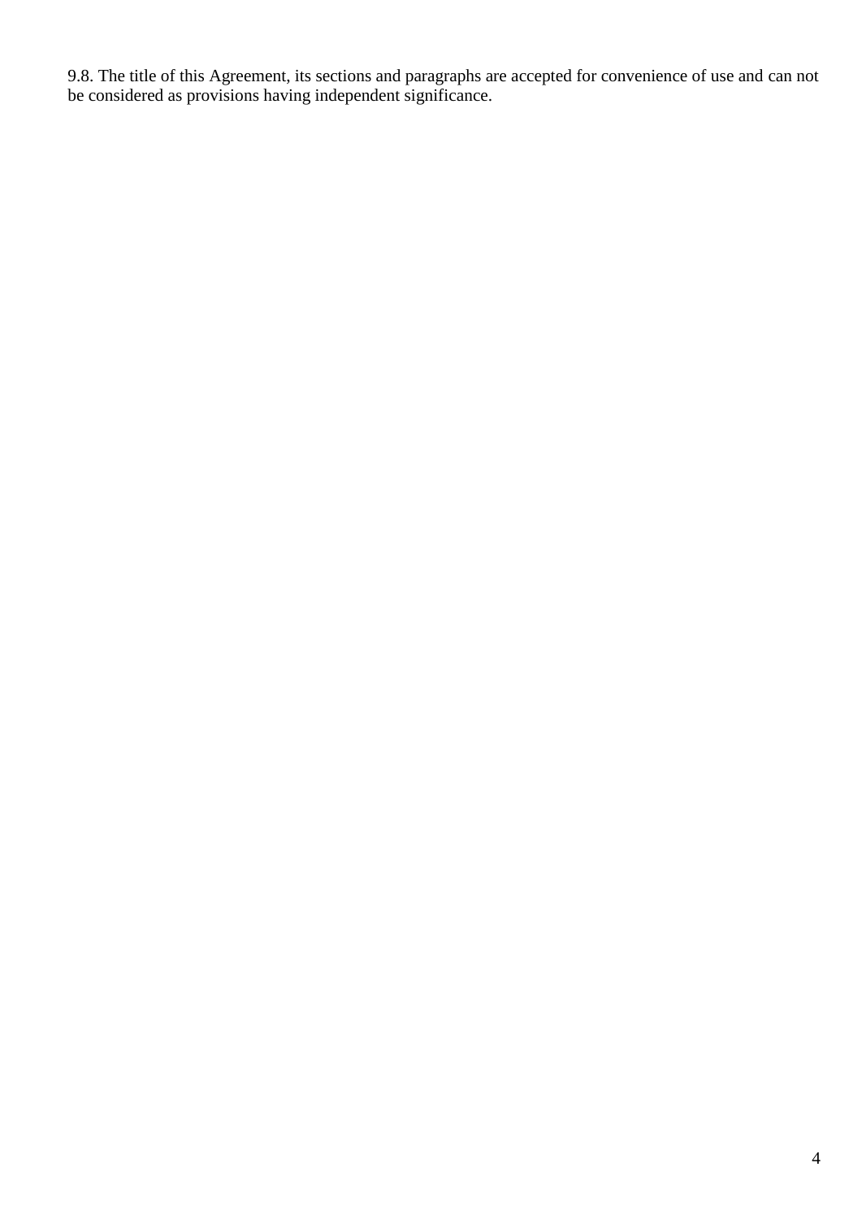9.8. The title of this Agreement, its sections and paragraphs are accepted for convenience of use and can not be considered as provisions having independent significance.